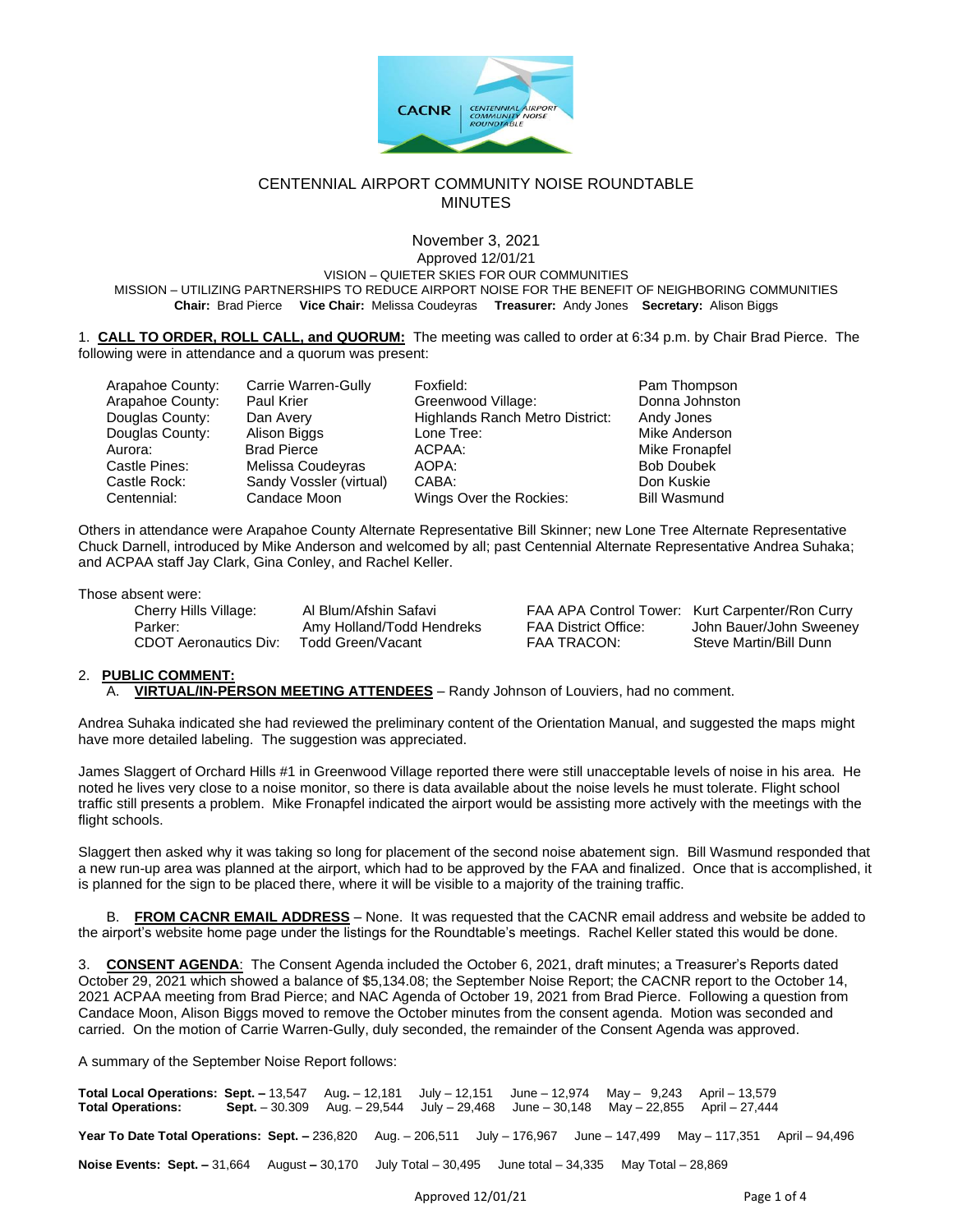# CENTENNIAL AIRPORT COMMUNITY NOISE ROUNDTABLE MINUTES

November 3, 2021

Approved 12/01/21

VISION – QUIETER SKIES FOR OUR COMMUNITIES

MISSION – UTILIZING PARTNERSHIPS TO REDUCE AIRPORT NOISE FOR THE BENEFIT OF NEIGHBORING COMMUNITIES

**Chair:** Brad Pierce **Vice Chair:** Melissa Coudeyras **Treasurer:** Andy Jones **Secretary:** Alison Biggs

1. **CALL TO ORDER, ROLL CALL, and QUORUM:** The meeting was called to order at 6:34 p.m. by Chair Brad Pierce. The following were in attendance and a quorum was present:

| | | | |
|---|---|---|---|
| Arapahoe County: | Carrie Warren-Gully | Foxfield: | Pam Thompson |
| Arapahoe County: | Paul Krier | Greenwood Village: | Donna Johnston |
| Douglas County: | Dan Avery | Highlands Ranch Metro District: | Andy Jones |
| Douglas County: | Alison Biggs | Lone Tree: | Mike Anderson |
| Aurora: | Brad Pierce | ACPAA: | Mike Fronapfel |
| Castle Pines: | Melissa Coudeyras | AOPA: | Bob Doubek |
| Castle Rock: | Sandy Vossler (virtual) | CABA: | Don Kuskie |
| Centennial: | Candace Moon | Wings Over the Rockies: | Bill Wasmund |

Others in attendance were Arapahoe County Alternate Representative Bill Skinner; new Lone Tree Alternate Representative Chuck Darnell, introduced by Mike Anderson and welcomed by all; past Centennial Alternate Representative Andrea Suhaka; and ACPAA staff Jay Clark, Gina Conley, and Rachel Keller.

Those absent were:

| | | | |
|---|---|---|---|
| Cherry Hills Village: | Al Blum/Afshin Safavi | FAA APA Control Tower: | Kurt Carpenter/Ron Curry |
| Parker: | Amy Holland/Todd Hendreks | FAA District Office: | John Bauer/John Sweeney |
| CDOT Aeronautics Div: | Todd Green/Vacant | FAA TRACON: | Steve Martin/Bill Dunn |

2. **PUBLIC COMMENT:**

A. **VIRTUAL/IN-PERSON MEETING ATTENDEES** – Randy Johnson of Louviers, had no comment.

Andrea Suhaka indicated she had reviewed the preliminary content of the Orientation Manual, and suggested the maps might have more detailed labeling. The suggestion was appreciated.

James Slaggert of Orchard Hills #1 in Greenwood Village reported there were still unacceptable levels of noise in his area. He noted he lives very close to a noise monitor, so there is data available about the noise levels he must tolerate. Flight school traffic still presents a problem. Mike Fronapfel indicated the airport would be assisting more actively with the meetings with the flight schools.

Slaggert then asked why it was taking so long for placement of the second noise abatement sign. Bill Wasmund responded that a new run-up area was planned at the airport, which had to be approved by the FAA and finalized. Once that is accomplished, it is planned for the sign to be placed there, where it will be visible to a majority of the training traffic.

B. **FROM CACNR EMAIL ADDRESS** – None. It was requested that the CACNR email address and website be added to the airport's website home page under the listings for the Roundtable's meetings. Rachel Keller stated this would be done.

3. **CONSENT AGENDA**: The Consent Agenda included the October 6, 2021, draft minutes; a Treasurer's Reports dated October 29, 2021 which showed a balance of $5,134.08; the September Noise Report; the CACNR report to the October 14, 2021 ACPAA meeting from Brad Pierce; and NAC Agenda of October 19, 2021 from Brad Pierce. Following a question from Candace Moon, Alison Biggs moved to remove the October minutes from the consent agenda. Motion was seconded and carried. On the motion of Carrie Warren-Gully, duly seconded, the remainder of the Consent Agenda was approved.

A summary of the September Noise Report follows:

**Total Local Operations: Sept. –** 13,547 Aug. – 12,181 July – 12,151 June – 12,974 May – 9,243 April – 13,579
**Total Operations: Sept.** – 30.309 Aug. – 29,544 July – 29,468 June – 30,148 May – 22,855 April – 27,444

**Year To Date Total Operations: Sept. –** 236,820 Aug. – 206,511 July – 176,967 June – 147,499 May – 117,351 April – 94,496

**Noise Events: Sept. –** 31,664 August **–** 30,170 July Total – 30,495 June total – 34,335 May Total – 28,869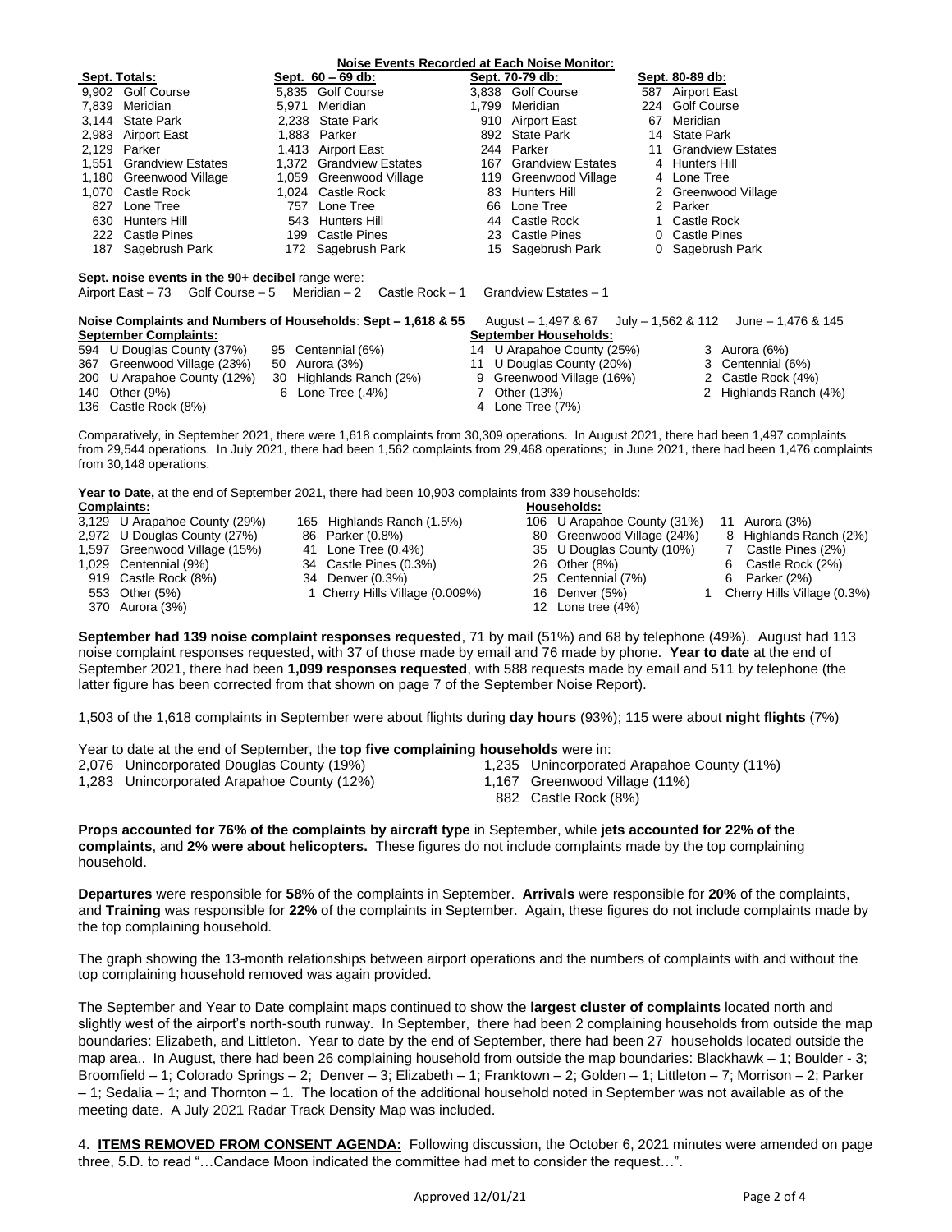**Noise Events Recorded at Each Noise Monitor:**

| Sept. Totals: | Sept. 60 – 69 db: | Sept. 70-79 db: | Sept. 80-89 db: |
|---|---|---|---|
| 9,902 Golf Course | 5,835 Golf Course | 3,838 Golf Course | 587 Airport East |
| 7,839 Meridian | 5,971 Meridian | 1,799 Meridian | 224 Golf Course |
| 3,144 State Park | 2,238 State Park | 910 Airport East | 67 Meridian |
| 2,983 Airport East | 1,883 Parker | 892 State Park | 14 State Park |
| 2,129 Parker | 1,413 Airport East | 244 Parker | 11 Grandview Estates |
| 1,551 Grandview Estates | 1,372 Grandview Estates | 167 Grandview Estates | 4 Hunters Hill |
| 1,180 Greenwood Village | 1,059 Greenwood Village | 119 Greenwood Village | 4 Lone Tree |
| 1,070 Castle Rock | 1,024 Castle Rock | 83 Hunters Hill | 2 Greenwood Village |
| 827 Lone Tree | 757 Lone Tree | 66 Lone Tree | 2 Parker |
| 630 Hunters Hill | 543 Hunters Hill | 44 Castle Rock | 1 Castle Rock |
| 222 Castle Pines | 199 Castle Pines | 23 Castle Pines | 0 Castle Pines |
| 187 Sagebrush Park | 172 Sagebrush Park | 15 Sagebrush Park | 0 Sagebrush Park |

**Sept. noise events in the 90+ decibel** range were:
Airport East – 73 Golf Course – 5 Meridian – 2 Castle Rock – 1 Grandview Estates – 1

**Noise Complaints and Numbers of Households**: **Sept – 1,618 & 55** August – 1,497 & 67 July – 1,562 & 112 June – 1,476 & 145

| September Complaints: | | September Households: | |
|---|---|---|---|
| 594 U Douglas County (37%) | 95 Centennial (6%) | 14 U Arapahoe County (25%) | 3 Aurora (6%) |
| 367 Greenwood Village (23%) | 50 Aurora (3%) | 11 U Douglas County (20%) | 3 Centennial (6%) |
| 200 U Arapahoe County (12%) | 30 Highlands Ranch (2%) | 9 Greenwood Village (16%) | 2 Castle Rock (4%) |
| 140 Other (9%) | 6 Lone Tree (.4%) | 7 Other (13%) | 2 Highlands Ranch (4%) |
| 136 Castle Rock (8%) | | 4 Lone Tree (7%) | |

Comparatively, in September 2021, there were 1,618 complaints from 30,309 operations. In August 2021, there had been 1,497 complaints from 29,544 operations. In July 2021, there had been 1,562 complaints from 29,468 operations; in June 2021, there had been 1,476 complaints from 30,148 operations.

**Year to Date**, at the end of September 2021, there had been 10,903 complaints from 339 households:

| Complaints: | | Households: | |
|---|---|---|---|
| 3,129 U Arapahoe County (29%) | 165 Highlands Ranch (1.5%) | 106 U Arapahoe County (31%) | 11 Aurora (3%) |
| 2,972 U Douglas County (27%) | 86 Parker (0.8%) | 80 Greenwood Village (24%) | 8 Highlands Ranch (2%) |
| 1,597 Greenwood Village (15%) | 41 Lone Tree (0.4%) | 35 U Douglas County (10%) | 7 Castle Pines (2%) |
| 1,029 Centennial (9%) | 34 Castle Pines (0.3%) | 26 Other (8%) | 6 Castle Rock (2%) |
| 919 Castle Rock (8%) | 34 Denver (0.3%) | 25 Centennial (7%) | 6 Parker (2%) |
| 553 Other (5%) | 1 Cherry Hills Village (0.009%) | 16 Denver (5%) | 1 Cherry Hills Village (0.3%) |
| 370 Aurora (3%) | | 12 Lone tree (4%) | |

**September had 139 noise complaint responses requested**, 71 by mail (51%) and 68 by telephone (49%). August had 113 noise complaint responses requested, with 37 of those made by email and 76 made by phone. **Year to date** at the end of September 2021, there had been **1,099 responses requested**, with 588 requests made by email and 511 by telephone (the latter figure has been corrected from that shown on page 7 of the September Noise Report).

1,503 of the 1,618 complaints in September were about flights during **day hours** (93%); 115 were about **night flights** (7%)

Year to date at the end of September, the **top five complaining households** were in:

| | |
|---|---|
| 2,076 Unincorporated Douglas County (19%) | 1,235 Unincorporated Arapahoe County (11%) |
| 1,283 Unincorporated Arapahoe County (12%) | 1,167 Greenwood Village (11%) |
| | 882 Castle Rock (8%) |

**Props accounted for 76% of the complaints by aircraft type** in September, while **jets accounted for 22% of the complaints**, and **2% were about helicopters.** These figures do not include complaints made by the top complaining household.

**Departures** were responsible for **58**% of the complaints in September. **Arrivals** were responsible for **20%** of the complaints, and **Training** was responsible for **22%** of the complaints in September. Again, these figures do not include complaints made by the top complaining household.

The graph showing the 13-month relationships between airport operations and the numbers of complaints with and without the top complaining household removed was again provided.

The September and Year to Date complaint maps continued to show the **largest cluster of complaints** located north and slightly west of the airport's north-south runway. In September, there had been 2 complaining households from outside the map boundaries: Elizabeth, and Littleton. Year to date by the end of September, there had been 27 households located outside the map area,. In August, there had been 26 complaining household from outside the map boundaries: Blackhawk – 1; Boulder - 3; Broomfield – 1; Colorado Springs – 2; Denver – 3; Elizabeth – 1; Franktown – 2; Golden – 1; Littleton – 7; Morrison – 2; Parker – 1; Sedalia – 1; and Thornton – 1. The location of the additional household noted in September was not available as of the meeting date. A July 2021 Radar Track Density Map was included.

4. **ITEMS REMOVED FROM CONSENT AGENDA:** Following discussion, the October 6, 2021 minutes were amended on page three, 5.D. to read "…Candace Moon indicated the committee had met to consider the request…".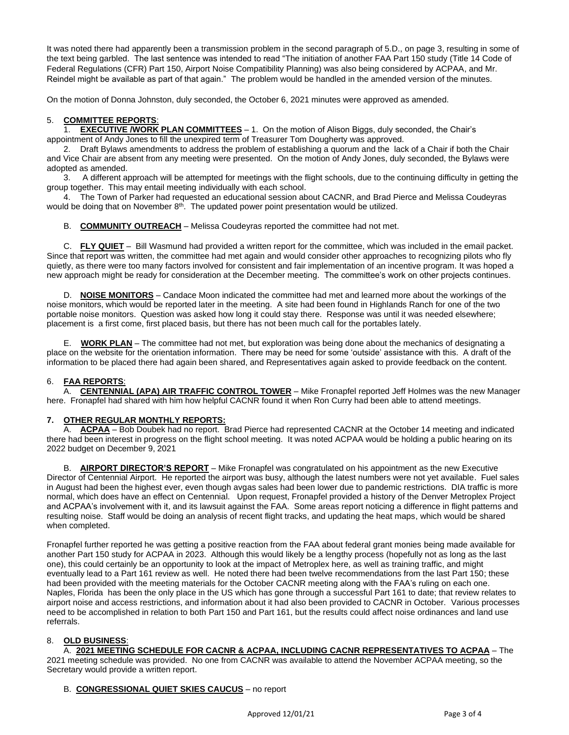It was noted there had apparently been a transmission problem in the second paragraph of 5.D., on page 3, resulting in some of the text being garbled. The last sentence was intended to read "The initiation of another FAA Part 150 study (Title 14 Code of Federal Regulations (CFR) Part 150, Airport Noise Compatibility Planning) was also being considered by ACPAA, and Mr. Reindel might be available as part of that again." The problem would be handled in the amended version of the minutes.

On the motion of Donna Johnston, duly seconded, the October 6, 2021 minutes were approved as amended.

5. **COMMITTEE REPORTS**:

1. **EXECUTIVE /WORK PLAN COMMITTEES** – 1. On the motion of Alison Biggs, duly seconded, the Chair's appointment of Andy Jones to fill the unexpired term of Treasurer Tom Dougherty was approved.

2. Draft Bylaws amendments to address the problem of establishing a quorum and the lack of a Chair if both the Chair and Vice Chair are absent from any meeting were presented. On the motion of Andy Jones, duly seconded, the Bylaws were adopted as amended.

3. A different approach will be attempted for meetings with the flight schools, due to the continuing difficulty in getting the group together. This may entail meeting individually with each school.

4. The Town of Parker had requested an educational session about CACNR, and Brad Pierce and Melissa Coudeyras would be doing that on November 8th. The updated power point presentation would be utilized.

B. **COMMUNITY OUTREACH** – Melissa Coudeyras reported the committee had not met.

C. **FLY QUIET** – Bill Wasmund had provided a written report for the committee, which was included in the email packet. Since that report was written, the committee had met again and would consider other approaches to recognizing pilots who fly quietly, as there were too many factors involved for consistent and fair implementation of an incentive program. It was hoped a new approach might be ready for consideration at the December meeting. The committee's work on other projects continues.

D. **NOISE MONITORS** – Candace Moon indicated the committee had met and learned more about the workings of the noise monitors, which would be reported later in the meeting. A site had been found in Highlands Ranch for one of the two portable noise monitors. Question was asked how long it could stay there. Response was until it was needed elsewhere; placement is a first come, first placed basis, but there has not been much call for the portables lately.

E. **WORK PLAN** – The committee had not met, but exploration was being done about the mechanics of designating a place on the website for the orientation information. There may be need for some 'outside' assistance with this. A draft of the information to be placed there had again been shared, and Representatives again asked to provide feedback on the content.

6. **FAA REPORTS**:

A. **CENTENNIAL (APA) AIR TRAFFIC CONTROL TOWER** – Mike Fronapfel reported Jeff Holmes was the new Manager here. Fronapfel had shared with him how helpful CACNR found it when Ron Curry had been able to attend meetings.

**7. OTHER REGULAR MONTHLY REPORTS:**

A. **ACPAA** – Bob Doubek had no report. Brad Pierce had represented CACNR at the October 14 meeting and indicated there had been interest in progress on the flight school meeting. It was noted ACPAA would be holding a public hearing on its 2022 budget on December 9, 2021

B. **AIRPORT DIRECTOR'S REPORT** – Mike Fronapfel was congratulated on his appointment as the new Executive Director of Centennial Airport. He reported the airport was busy, although the latest numbers were not yet available. Fuel sales in August had been the highest ever, even though avgas sales had been lower due to pandemic restrictions. DIA traffic is more normal, which does have an effect on Centennial. Upon request, Fronapfel provided a history of the Denver Metroplex Project and ACPAA's involvement with it, and its lawsuit against the FAA. Some areas report noticing a difference in flight patterns and resulting noise. Staff would be doing an analysis of recent flight tracks, and updating the heat maps, which would be shared when completed.

Fronapfel further reported he was getting a positive reaction from the FAA about federal grant monies being made available for another Part 150 study for ACPAA in 2023. Although this would likely be a lengthy process (hopefully not as long as the last one), this could certainly be an opportunity to look at the impact of Metroplex here, as well as training traffic, and might eventually lead to a Part 161 review as well. He noted there had been twelve recommendations from the last Part 150; these had been provided with the meeting materials for the October CACNR meeting along with the FAA's ruling on each one. Naples, Florida has been the only place in the US which has gone through a successful Part 161 to date; that review relates to airport noise and access restrictions, and information about it had also been provided to CACNR in October. Various processes need to be accomplished in relation to both Part 150 and Part 161, but the results could affect noise ordinances and land use referrals.

8. **OLD BUSINESS**:

A. **2021 MEETING SCHEDULE FOR CACNR & ACPAA, INCLUDING CACNR REPRESENTATIVES TO ACPAA** – The 2021 meeting schedule was provided. No one from CACNR was available to attend the November ACPAA meeting, so the Secretary would provide a written report.

B. **CONGRESSIONAL QUIET SKIES CAUCUS** – no report

Approved 12/01/21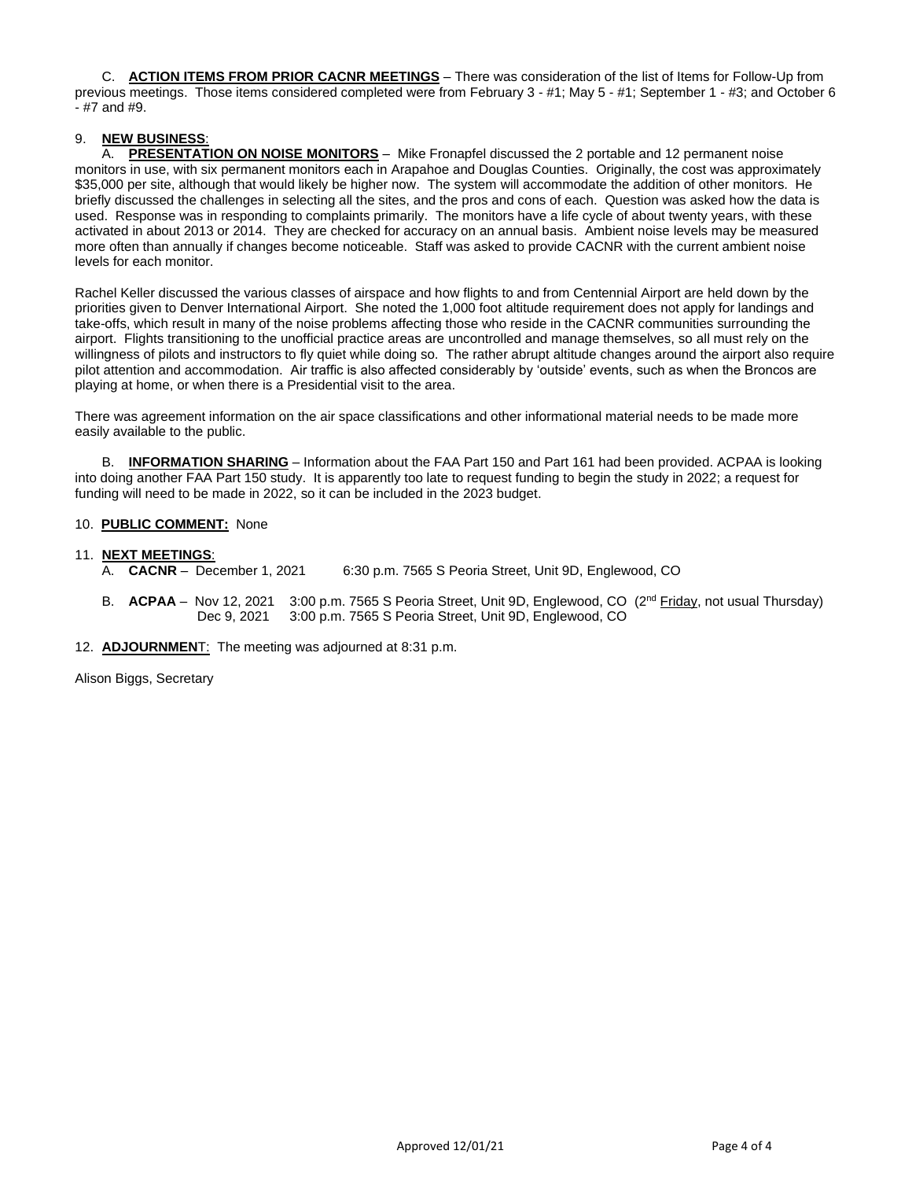C. **ACTION ITEMS FROM PRIOR CACNR MEETINGS** – There was consideration of the list of Items for Follow-Up from previous meetings. Those items considered completed were from February 3 - #1; May 5 - #1; September 1 - #3; and October 6 - #7 and #9.

9. **NEW BUSINESS**:

A. **PRESENTATION ON NOISE MONITORS** – Mike Fronapfel discussed the 2 portable and 12 permanent noise monitors in use, with six permanent monitors each in Arapahoe and Douglas Counties. Originally, the cost was approximately $35,000 per site, although that would likely be higher now. The system will accommodate the addition of other monitors. He briefly discussed the challenges in selecting all the sites, and the pros and cons of each. Question was asked how the data is used. Response was in responding to complaints primarily. The monitors have a life cycle of about twenty years, with these activated in about 2013 or 2014. They are checked for accuracy on an annual basis. Ambient noise levels may be measured more often than annually if changes become noticeable. Staff was asked to provide CACNR with the current ambient noise levels for each monitor.

Rachel Keller discussed the various classes of airspace and how flights to and from Centennial Airport are held down by the priorities given to Denver International Airport. She noted the 1,000 foot altitude requirement does not apply for landings and take-offs, which result in many of the noise problems affecting those who reside in the CACNR communities surrounding the airport. Flights transitioning to the unofficial practice areas are uncontrolled and manage themselves, so all must rely on the willingness of pilots and instructors to fly quiet while doing so. The rather abrupt altitude changes around the airport also require pilot attention and accommodation. Air traffic is also affected considerably by 'outside' events, such as when the Broncos are playing at home, or when there is a Presidential visit to the area.

There was agreement information on the air space classifications and other informational material needs to be made more easily available to the public.

B. **INFORMATION SHARING** – Information about the FAA Part 150 and Part 161 had been provided. ACPAA is looking into doing another FAA Part 150 study. It is apparently too late to request funding to begin the study in 2022; a request for funding will need to be made in 2022, so it can be included in the 2023 budget.

10. **PUBLIC COMMENT:** None

11. **NEXT MEETINGS**:

A. **CACNR** – December 1, 2021 6:30 p.m. 7565 S Peoria Street, Unit 9D, Englewood, CO

B. **ACPAA** – Nov 12, 2021 3:00 p.m. 7565 S Peoria Street, Unit 9D, Englewood, CO (2nd Friday, not usual Thursday)
Dec 9, 2021 3:00 p.m. 7565 S Peoria Street, Unit 9D, Englewood, CO

12. **ADJOURNMENT**: The meeting was adjourned at 8:31 p.m.

Alison Biggs, Secretary

Approved 12/01/21